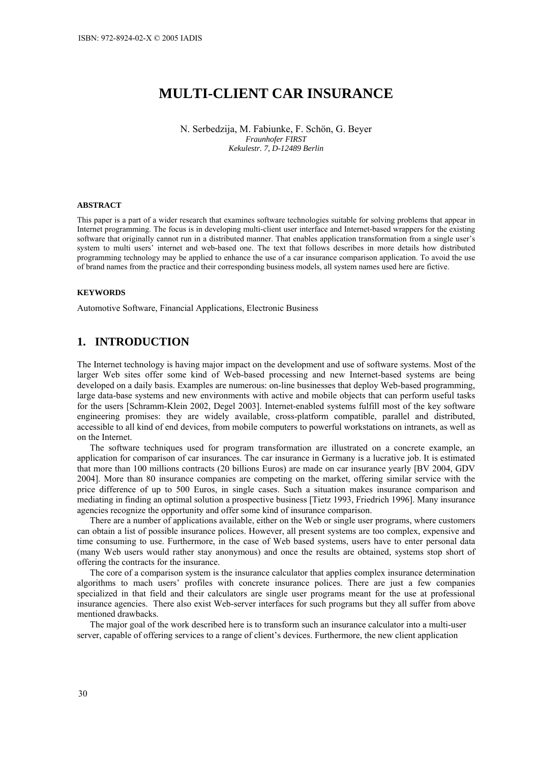# MULTI-CLIENT CAR INSURANCE

N. Serbedzija, M. Fabiunke, F. Schön, G. Beyer
*Fraunhofer FIRST*
*Kekulestr. 7, D-12489 Berlin*

#### ABSTRACT

This paper is a part of a wider research that examines software technologies suitable for solving problems that appear in Internet programming. The focus is in developing multi-client user interface and Internet-based wrappers for the existing software that originally cannot run in a distributed manner. That enables application transformation from a single user's system to multi users' internet and web-based one. The text that follows describes in more details how distributed programming technology may be applied to enhance the use of a car insurance comparison application. To avoid the use of brand names from the practice and their corresponding business models, all system names used here are fictive.

#### KEYWORDS

Automotive Software, Financial Applications, Electronic Business

## 1. INTRODUCTION

The Internet technology is having major impact on the development and use of software systems. Most of the larger Web sites offer some kind of Web-based processing and new Internet-based systems are being developed on a daily basis. Examples are numerous: on-line businesses that deploy Web-based programming, large data-base systems and new environments with active and mobile objects that can perform useful tasks for the users [Schramm-Klein 2002, Degel 2003]. Internet-enabled systems fulfill most of the key software engineering promises: they are widely available, cross-platform compatible, parallel and distributed, accessible to all kind of end devices, from mobile computers to powerful workstations on intranets, as well as on the Internet.

The software techniques used for program transformation are illustrated on a concrete example, an application for comparison of car insurances. The car insurance in Germany is a lucrative job. It is estimated that more than 100 millions contracts (20 billions Euros) are made on car insurance yearly [BV 2004, GDV 2004]. More than 80 insurance companies are competing on the market, offering similar service with the price difference of up to 500 Euros, in single cases. Such a situation makes insurance comparison and mediating in finding an optimal solution a prospective business [Tietz 1993, Friedrich 1996]. Many insurance agencies recognize the opportunity and offer some kind of insurance comparison.

There are a number of applications available, either on the Web or single user programs, where customers can obtain a list of possible insurance polices. However, all present systems are too complex, expensive and time consuming to use. Furthermore, in the case of Web based systems, users have to enter personal data (many Web users would rather stay anonymous) and once the results are obtained, systems stop short of offering the contracts for the insurance.

The core of a comparison system is the insurance calculator that applies complex insurance determination algorithms to mach users' profiles with concrete insurance polices. There are just a few companies specialized in that field and their calculators are single user programs meant for the use at professional insurance agencies. There also exist Web-server interfaces for such programs but they all suffer from above mentioned drawbacks.

The major goal of the work described here is to transform such an insurance calculator into a multi-user server, capable of offering services to a range of client's devices. Furthermore, the new client application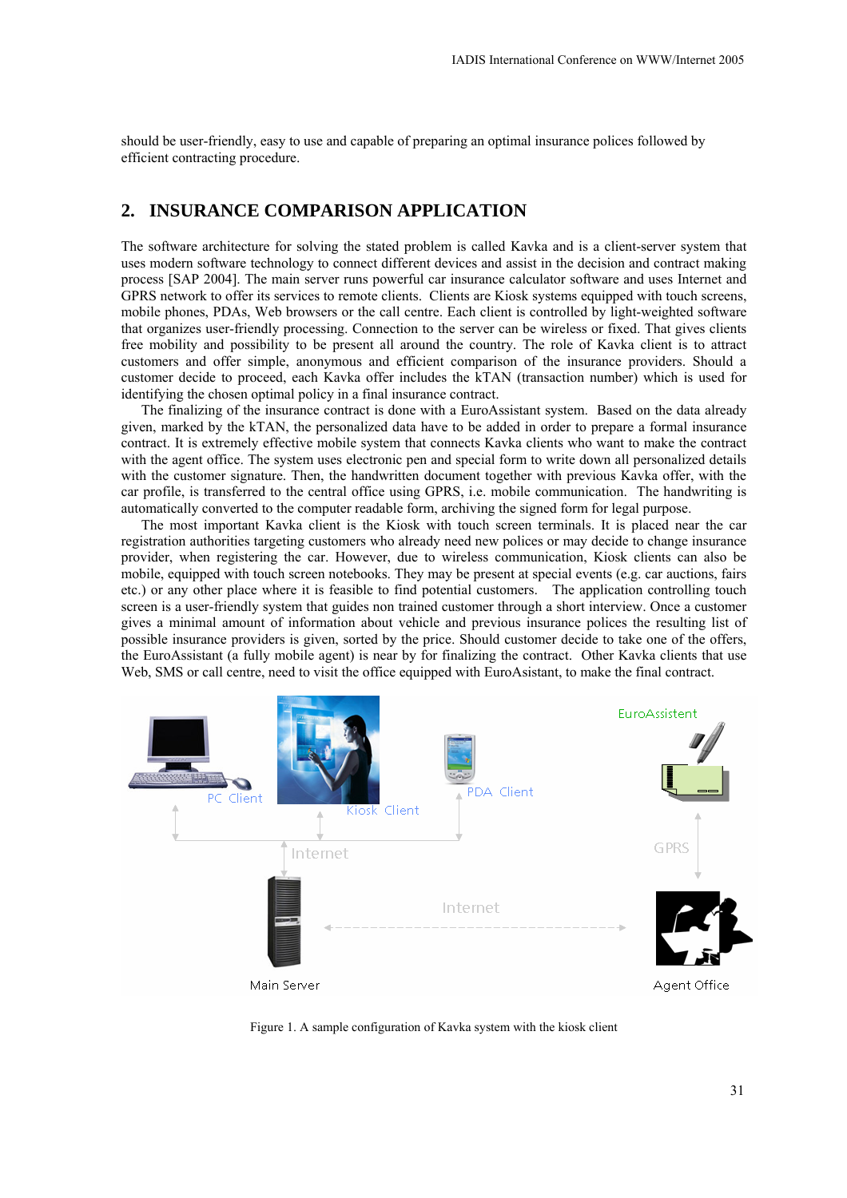should be user-friendly, easy to use and capable of preparing an optimal insurance polices followed by efficient contracting procedure.

## 2. INSURANCE COMPARISON APPLICATION

The software architecture for solving the stated problem is called Kavka and is a client-server system that uses modern software technology to connect different devices and assist in the decision and contract making process [SAP 2004]. The main server runs powerful car insurance calculator software and uses Internet and GPRS network to offer its services to remote clients. Clients are Kiosk systems equipped with touch screens, mobile phones, PDAs, Web browsers or the call centre. Each client is controlled by light-weighted software that organizes user-friendly processing. Connection to the server can be wireless or fixed. That gives clients free mobility and possibility to be present all around the country. The role of Kavka client is to attract customers and offer simple, anonymous and efficient comparison of the insurance providers. Should a customer decide to proceed, each Kavka offer includes the kTAN (transaction number) which is used for identifying the chosen optimal policy in a final insurance contract.

The finalizing of the insurance contract is done with a EuroAssistant system. Based on the data already given, marked by the kTAN, the personalized data have to be added in order to prepare a formal insurance contract. It is extremely effective mobile system that connects Kavka clients who want to make the contract with the agent office. The system uses electronic pen and special form to write down all personalized details with the customer signature. Then, the handwritten document together with previous Kavka offer, with the car profile, is transferred to the central office using GPRS, i.e. mobile communication. The handwriting is automatically converted to the computer readable form, archiving the signed form for legal purpose.

The most important Kavka client is the Kiosk with touch screen terminals. It is placed near the car registration authorities targeting customers who already need new polices or may decide to change insurance provider, when registering the car. However, due to wireless communication, Kiosk clients can also be mobile, equipped with touch screen notebooks. They may be present at special events (e.g. car auctions, fairs etc.) or any other place where it is feasible to find potential customers. The application controlling touch screen is a user-friendly system that guides non trained customer through a short interview. Once a customer gives a minimal amount of information about vehicle and previous insurance polices the resulting list of possible insurance providers is given, sorted by the price. Should customer decide to take one of the offers, the EuroAssistant (a fully mobile agent) is near by for finalizing the contract. Other Kavka clients that use Web, SMS or call centre, need to visit the office equipped with EuroAsistant, to make the final contract.

Figure 1. A sample configuration of Kavka system with the kiosk client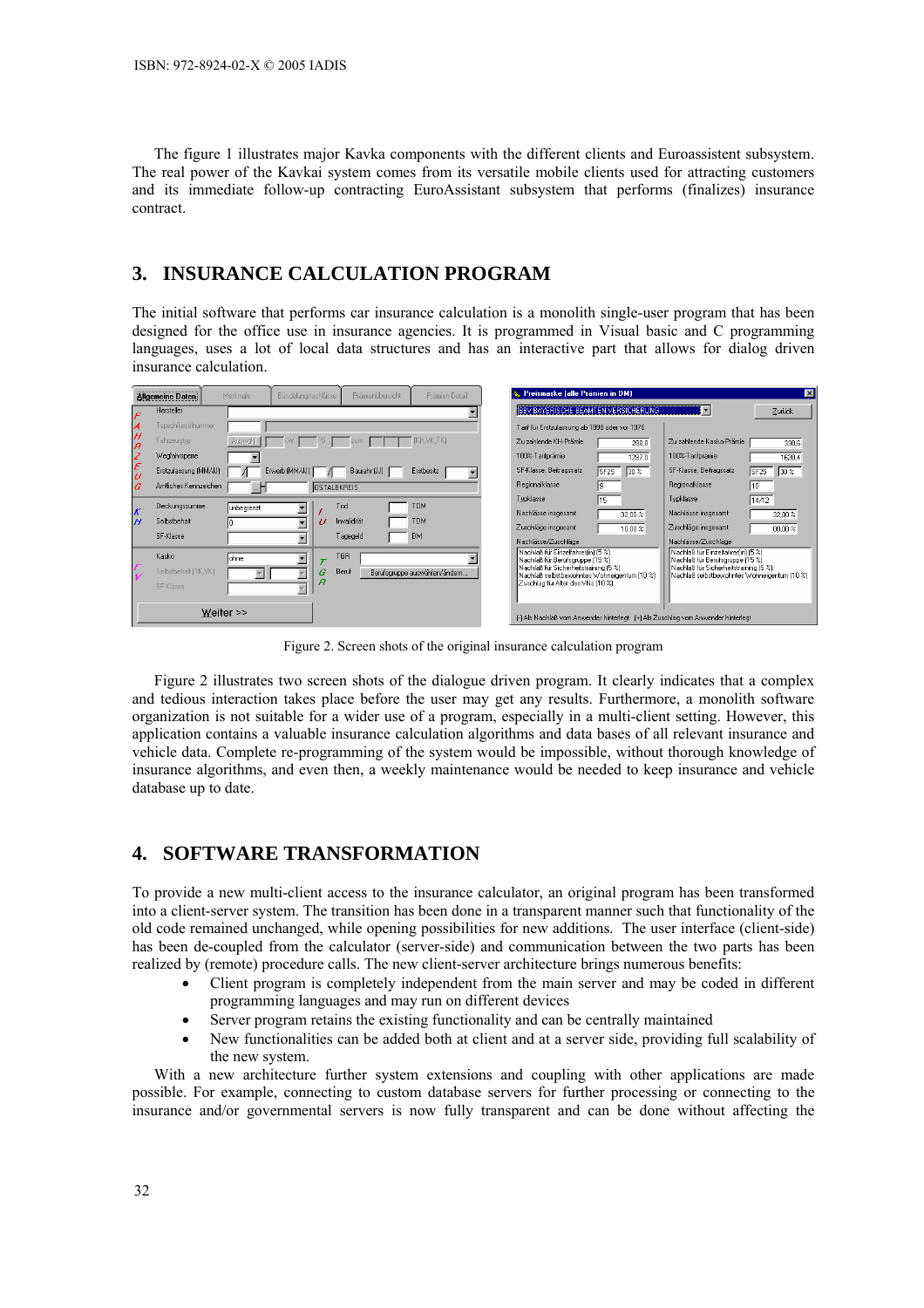The figure 1 illustrates major Kavka components with the different clients and Euroassistent subsystem. The real power of the Kavkai system comes from its versatile mobile clients used for attracting customers and its immediate follow-up contracting EuroAssistant subsystem that performs (finalizes) insurance contract.

## 3. INSURANCE CALCULATION PROGRAM

The initial software that performs car insurance calculation is a monolith single-user program that has been designed for the office use in insurance agencies. It is programmed in Visual basic and C programming languages, uses a lot of local data structures and has an interactive part that allows for dialog driven insurance calculation.

Figure 2. Screen shots of the original insurance calculation program

Figure 2 illustrates two screen shots of the dialogue driven program. It clearly indicates that a complex and tedious interaction takes place before the user may get any results. Furthermore, a monolith software organization is not suitable for a wider use of a program, especially in a multi-client setting. However, this application contains a valuable insurance calculation algorithms and data bases of all relevant insurance and vehicle data. Complete re-programming of the system would be impossible, without thorough knowledge of insurance algorithms, and even then, a weekly maintenance would be needed to keep insurance and vehicle database up to date.

## 4. SOFTWARE TRANSFORMATION

To provide a new multi-client access to the insurance calculator, an original program has been transformed into a client-server system. The transition has been done in a transparent manner such that functionality of the old code remained unchanged, while opening possibilities for new additions. The user interface (client-side) has been de-coupled from the calculator (server-side) and communication between the two parts has been realized by (remote) procedure calls. The new client-server architecture brings numerous benefits:

- Client program is completely independent from the main server and may be coded in different programming languages and may run on different devices
- Server program retains the existing functionality and can be centrally maintained
- New functionalities can be added both at client and at a server side, providing full scalability of the new system.

With a new architecture further system extensions and coupling with other applications are made possible. For example, connecting to custom database servers for further processing or connecting to the insurance and/or governmental servers is now fully transparent and can be done without affecting the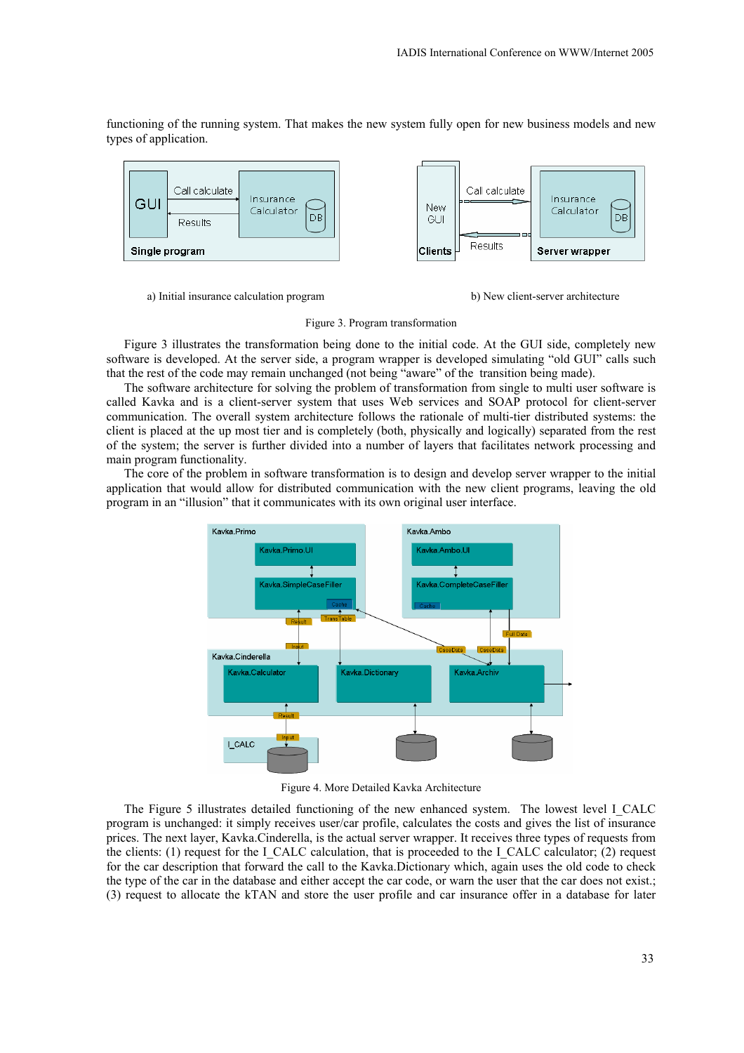functioning of the running system. That makes the new system fully open for new business models and new types of application.

a) Initial insurance calculation program

b) New client-server architecture

Figure 3. Program transformation

Figure 3 illustrates the transformation being done to the initial code. At the GUI side, completely new software is developed. At the server side, a program wrapper is developed simulating "old GUI" calls such that the rest of the code may remain unchanged (not being "aware" of the transition being made).

The software architecture for solving the problem of transformation from single to multi user software is called Kavka and is a client-server system that uses Web services and SOAP protocol for client-server communication. The overall system architecture follows the rationale of multi-tier distributed systems: the client is placed at the up most tier and is completely (both, physically and logically) separated from the rest of the system; the server is further divided into a number of layers that facilitates network processing and main program functionality.

The core of the problem in software transformation is to design and develop server wrapper to the initial application that would allow for distributed communication with the new client programs, leaving the old program in an "illusion" that it communicates with its own original user interface.

Figure 4. More Detailed Kavka Architecture

The Figure 5 illustrates detailed functioning of the new enhanced system. The lowest level I_CALC program is unchanged: it simply receives user/car profile, calculates the costs and gives the list of insurance prices. The next layer, Kavka.Cinderella, is the actual server wrapper. It receives three types of requests from the clients: (1) request for the I_CALC calculation, that is proceeded to the I_CALC calculator; (2) request for the car description that forward the call to the Kavka.Dictionary which, again uses the old code to check the type of the car in the database and either accept the car code, or warn the user that the car does not exist.; (3) request to allocate the kTAN and store the user profile and car insurance offer in a database for later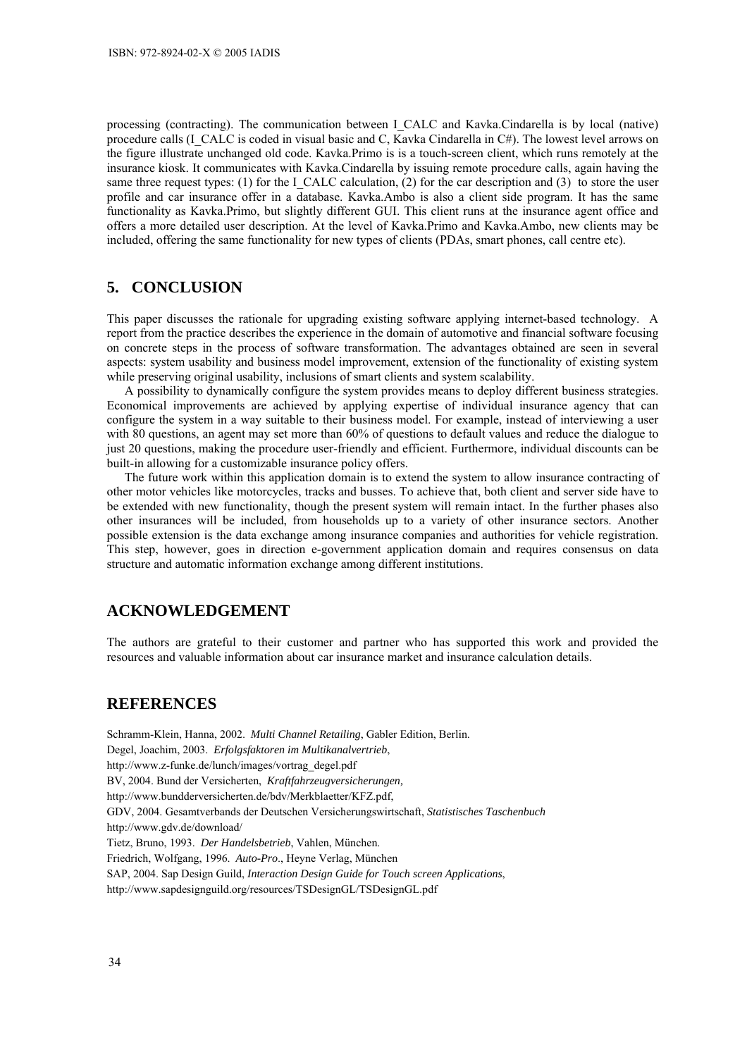processing (contracting). The communication between I_CALC and Kavka.Cindarella is by local (native) procedure calls (I_CALC is coded in visual basic and C, Kavka Cindarella in C#). The lowest level arrows on the figure illustrate unchanged old code. Kavka.Primo is is a touch-screen client, which runs remotely at the insurance kiosk. It communicates with Kavka.Cindarella by issuing remote procedure calls, again having the same three request types: (1) for the I_CALC calculation, (2) for the car description and (3) to store the user profile and car insurance offer in a database. Kavka.Ambo is also a client side program. It has the same functionality as Kavka.Primo, but slightly different GUI. This client runs at the insurance agent office and offers a more detailed user description. At the level of Kavka.Primo and Kavka.Ambo, new clients may be included, offering the same functionality for new types of clients (PDAs, smart phones, call centre etc).

## 5. CONCLUSION

This paper discusses the rationale for upgrading existing software applying internet-based technology. A report from the practice describes the experience in the domain of automotive and financial software focusing on concrete steps in the process of software transformation. The advantages obtained are seen in several aspects: system usability and business model improvement, extension of the functionality of existing system while preserving original usability, inclusions of smart clients and system scalability.

A possibility to dynamically configure the system provides means to deploy different business strategies. Economical improvements are achieved by applying expertise of individual insurance agency that can configure the system in a way suitable to their business model. For example, instead of interviewing a user with 80 questions, an agent may set more than 60% of questions to default values and reduce the dialogue to just 20 questions, making the procedure user-friendly and efficient. Furthermore, individual discounts can be built-in allowing for a customizable insurance policy offers.

The future work within this application domain is to extend the system to allow insurance contracting of other motor vehicles like motorcycles, tracks and busses. To achieve that, both client and server side have to be extended with new functionality, though the present system will remain intact. In the further phases also other insurances will be included, from households up to a variety of other insurance sectors. Another possible extension is the data exchange among insurance companies and authorities for vehicle registration. This step, however, goes in direction e-government application domain and requires consensus on data structure and automatic information exchange among different institutions.

## ACKNOWLEDGEMENT

The authors are grateful to their customer and partner who has supported this work and provided the resources and valuable information about car insurance market and insurance calculation details.

## REFERENCES

Schramm-Klein, Hanna, 2002. *Multi Channel Retailing*, Gabler Edition, Berlin.

Degel, Joachim, 2003. *Erfolgsfaktoren im Multikanalvertrieb*, http://www.z-funke.de/lunch/images/vortrag_degel.pdf

BV, 2004. Bund der Versicherten, *Kraftfahrzeugversicherungen*, http://www.bundderversicherten.de/bdv/Merkblaetter/KFZ.pdf,

GDV, 2004. Gesamtverbands der Deutschen Versicherungswirtschaft, *Statistisches Taschenbuch* http://www.gdv.de/download/

Tietz, Bruno, 1993. *Der Handelsbetrieb*, Vahlen, München.

Friedrich, Wolfgang, 1996. *Auto-Pro*., Heyne Verlag, München

SAP, 2004. Sap Design Guild, *Interaction Design Guide for Touch screen Applications*, http://www.sapdesignguild.org/resources/TSDesignGL/TSDesignGL.pdf